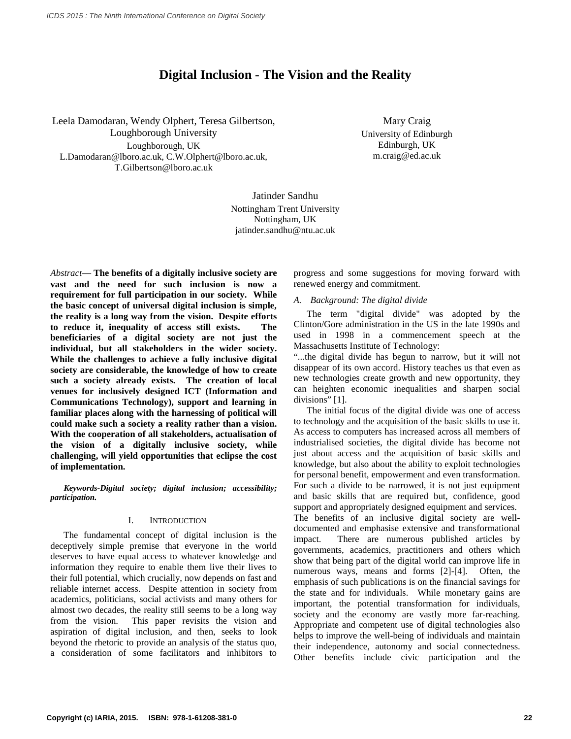# Digital Inclusion - The Vision and the Reality

Leela Damodaran, Wendy Olphert, Teresa Gilbertson,
Loughborough University
Loughborough, UK
L.Damodaran@lboro.ac.uk, C.W.Olphert@lboro.ac.uk,
T.Gilbertson@lboro.ac.uk

Mary Craig
University of Edinburgh
Edinburgh, UK
m.craig@ed.ac.uk

Jatinder Sandhu
Nottingham Trent University
Nottingham, UK
jatinder.sandhu@ntu.ac.uk

*Abstract*— **The benefits of a digitally inclusive society are vast and the need for such inclusion is now a requirement for full participation in our society. While the basic concept of universal digital inclusion is simple, the reality is a long way from the vision. Despite efforts to reduce it, inequality of access still exists. The beneficiaries of a digital society are not just the individual, but all stakeholders in the wider society. While the challenges to achieve a fully inclusive digital society are considerable, the knowledge of how to create such a society already exists. The creation of local venues for inclusively designed ICT (Information and Communications Technology), support and learning in familiar places along with the harnessing of political will could make such a society a reality rather than a vision. With the cooperation of all stakeholders, actualisation of the vision of a digitally inclusive society, while challenging, will yield opportunities that eclipse the cost of implementation.**

***Keywords-Digital society; digital inclusion; accessibility; participation.***

## I. Introduction

The fundamental concept of digital inclusion is the deceptively simple premise that everyone in the world deserves to have equal access to whatever knowledge and information they require to enable them live their lives to their full potential, which crucially, now depends on fast and reliable internet access. Despite attention in society from academics, politicians, social activists and many others for almost two decades, the reality still seems to be a long way from the vision. This paper revisits the vision and aspiration of digital inclusion, and then, seeks to look beyond the rhetoric to provide an analysis of the status quo, a consideration of some facilitators and inhibitors to progress and some suggestions for moving forward with renewed energy and commitment.

### *A. Background: The digital divide*

The term "digital divide" was adopted by the Clinton/Gore administration in the US in the late 1990s and used in 1998 in a commencement speech at the Massachusetts Institute of Technology:

"...the digital divide has begun to narrow, but it will not disappear of its own accord. History teaches us that even as new technologies create growth and new opportunity, they can heighten economic inequalities and sharpen social divisions" [1].

The initial focus of the digital divide was one of access to technology and the acquisition of the basic skills to use it. As access to computers has increased across all members of industrialised societies, the digital divide has become not just about access and the acquisition of basic skills and knowledge, but also about the ability to exploit technologies for personal benefit, empowerment and even transformation. For such a divide to be narrowed, it is not just equipment and basic skills that are required but, confidence, good support and appropriately designed equipment and services.

The benefits of an inclusive digital society are well-documented and emphasise extensive and transformational impact. There are numerous published articles by governments, academics, practitioners and others which show that being part of the digital world can improve life in numerous ways, means and forms [2]-[4]. Often, the emphasis of such publications is on the financial savings for the state and for individuals. While monetary gains are important, the potential transformation for individuals, society and the economy are vastly more far-reaching. Appropriate and competent use of digital technologies also helps to improve the well-being of individuals and maintain their independence, autonomy and social connectedness. Other benefits include civic participation and the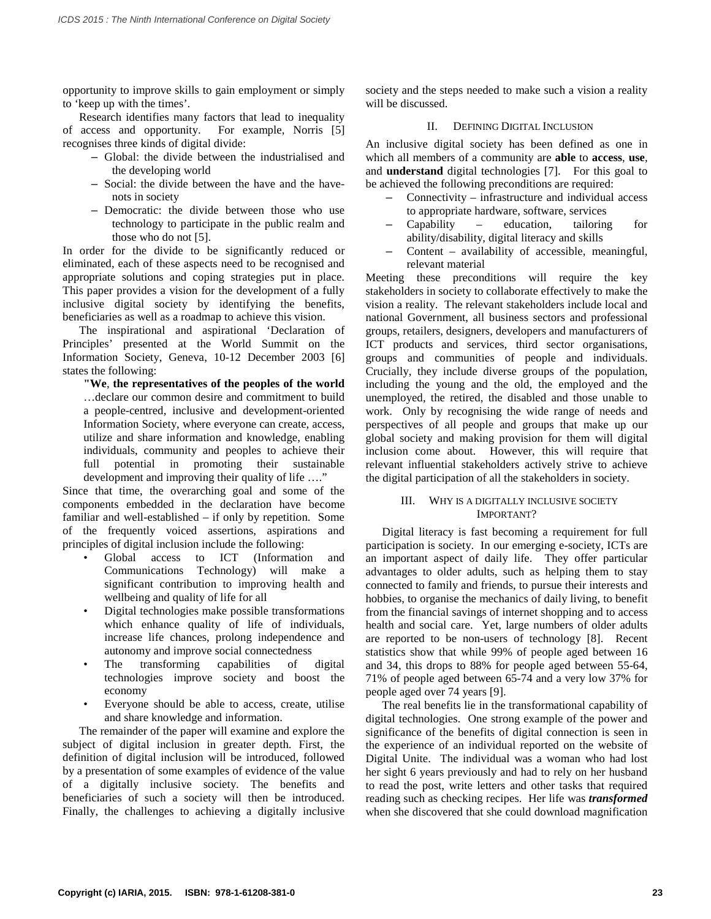opportunity to improve skills to gain employment or simply to 'keep up with the times'.

Research identifies many factors that lead to inequality of access and opportunity. For example, Norris [5] recognises three kinds of digital divide:

- Global: the divide between the industrialised and the developing world
- Social: the divide between the have and the have-nots in society
- Democratic: the divide between those who use technology to participate in the public realm and those who do not [5].

In order for the divide to be significantly reduced or eliminated, each of these aspects need to be recognised and appropriate solutions and coping strategies put in place. This paper provides a vision for the development of a fully inclusive digital society by identifying the benefits, beneficiaries as well as a roadmap to achieve this vision.

The inspirational and aspirational 'Declaration of Principles' presented at the World Summit on the Information Society, Geneva, 10-12 December 2003 [6] states the following:

> "**We**, **the representatives of the peoples of the world** …declare our common desire and commitment to build a people-centred, inclusive and development-oriented Information Society, where everyone can create, access, utilize and share information and knowledge, enabling individuals, community and peoples to achieve their full potential in promoting their sustainable development and improving their quality of life …."

Since that time, the overarching goal and some of the components embedded in the declaration have become familiar and well-established – if only by repetition. Some of the frequently voiced assertions, aspirations and principles of digital inclusion include the following:

- Global access to ICT (Information and Communications Technology) will make a significant contribution to improving health and wellbeing and quality of life for all
- Digital technologies make possible transformations which enhance quality of life of individuals, increase life chances, prolong independence and autonomy and improve social connectedness
- The transforming capabilities of digital technologies improve society and boost the economy
- Everyone should be able to access, create, utilise and share knowledge and information.

The remainder of the paper will examine and explore the subject of digital inclusion in greater depth. First, the definition of digital inclusion will be introduced, followed by a presentation of some examples of evidence of the value of a digitally inclusive society. The benefits and beneficiaries of such a society will then be introduced. Finally, the challenges to achieving a digitally inclusive society and the steps needed to make such a vision a reality will be discussed.

## II. Defining Digital Inclusion

An inclusive digital society has been defined as one in which all members of a community are **able** to **access**, **use**, and **understand** digital technologies [7]. For this goal to be achieved the following preconditions are required:

- Connectivity – infrastructure and individual access to appropriate hardware, software, services
- Capability – education, tailoring for ability/disability, digital literacy and skills
- Content – availability of accessible, meaningful, relevant material

Meeting these preconditions will require the key stakeholders in society to collaborate effectively to make the vision a reality. The relevant stakeholders include local and national Government, all business sectors and professional groups, retailers, designers, developers and manufacturers of ICT products and services, third sector organisations, groups and communities of people and individuals. Crucially, they include diverse groups of the population, including the young and the old, the employed and the unemployed, the retired, the disabled and those unable to work. Only by recognising the wide range of needs and perspectives of all people and groups that make up our global society and making provision for them will digital inclusion come about. However, this will require that relevant influential stakeholders actively strive to achieve the digital participation of all the stakeholders in society.

## III. Why is a digitally inclusive society Important?

Digital literacy is fast becoming a requirement for full participation is society. In our emerging e-society, ICTs are an important aspect of daily life. They offer particular advantages to older adults, such as helping them to stay connected to family and friends, to pursue their interests and hobbies, to organise the mechanics of daily living, to benefit from the financial savings of internet shopping and to access health and social care. Yet, large numbers of older adults are reported to be non-users of technology [8]. Recent statistics show that while 99% of people aged between 16 and 34, this drops to 88% for people aged between 55-64, 71% of people aged between 65-74 and a very low 37% for people aged over 74 years [9].

The real benefits lie in the transformational capability of digital technologies. One strong example of the power and significance of the benefits of digital connection is seen in the experience of an individual reported on the website of Digital Unite. The individual was a woman who had lost her sight 6 years previously and had to rely on her husband to read the post, write letters and other tasks that required reading such as checking recipes. Her life was ***transformed*** when she discovered that she could download magnification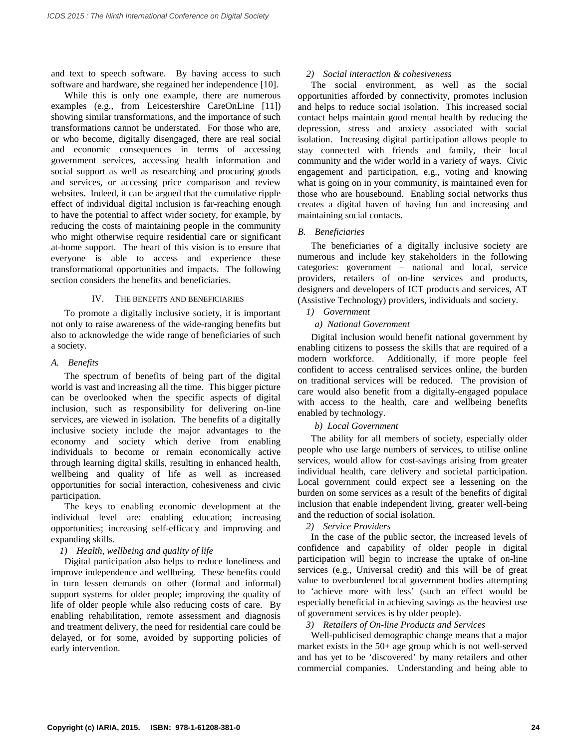and text to speech software. By having access to such software and hardware, she regained her independence [10].

While this is only one example, there are numerous examples (e.g., from Leicestershire CareOnLine [11]) showing similar transformations, and the importance of such transformations cannot be understated. For those who are, or who become, digitally disengaged, there are real social and economic consequences in terms of accessing government services, accessing health information and social support as well as researching and procuring goods and services, or accessing price comparison and review websites. Indeed, it can be argued that the cumulative ripple effect of individual digital inclusion is far-reaching enough to have the potential to affect wider society, for example, by reducing the costs of maintaining people in the community who might otherwise require residential care or significant at-home support. The heart of this vision is to ensure that everyone is able to access and experience these transformational opportunities and impacts. The following section considers the benefits and beneficiaries.

## IV. The Benefits and Beneficiaries

To promote a digitally inclusive society, it is important not only to raise awareness of the wide-ranging benefits but also to acknowledge the wide range of beneficiaries of such a society.

### *A. Benefits*

The spectrum of benefits of being part of the digital world is vast and increasing all the time. This bigger picture can be overlooked when the specific aspects of digital inclusion, such as responsibility for delivering on-line services, are viewed in isolation. The benefits of a digitally inclusive society include the major advantages to the economy and society which derive from enabling individuals to become or remain economically active through learning digital skills, resulting in enhanced health, wellbeing and quality of life as well as increased opportunities for social interaction, cohesiveness and civic participation.

The keys to enabling economic development at the individual level are: enabling education; increasing opportunities; increasing self-efficacy and improving and expanding skills.

#### *1) Health, wellbeing and quality of life*

Digital participation also helps to reduce loneliness and improve independence and wellbeing. These benefits could in turn lessen demands on other (formal and informal) support systems for older people; improving the quality of life of older people while also reducing costs of care. By enabling rehabilitation, remote assessment and diagnosis and treatment delivery, the need for residential care could be delayed, or for some, avoided by supporting policies of early intervention.

#### *2) Social interaction & cohesiveness*

The social environment, as well as the social opportunities afforded by connectivity, promotes inclusion and helps to reduce social isolation. This increased social contact helps maintain good mental health by reducing the depression, stress and anxiety associated with social isolation. Increasing digital participation allows people to stay connected with friends and family, their local community and the wider world in a variety of ways. Civic engagement and participation, e.g., voting and knowing what is going on in your community, is maintained even for those who are housebound. Enabling social networks thus creates a digital haven of having fun and increasing and maintaining social contacts.

### *B. Beneficiaries*

The beneficiaries of a digitally inclusive society are numerous and include key stakeholders in the following categories: government – national and local, service providers, retailers of on-line services and products, designers and developers of ICT products and services, AT (Assistive Technology) providers, individuals and society.

#### *1) Government*

##### *a) National Government*

Digital inclusion would benefit national government by enabling citizens to possess the skills that are required of a modern workforce. Additionally, if more people feel confident to access centralised services online, the burden on traditional services will be reduced. The provision of care would also benefit from a digitally-engaged populace with access to the health, care and wellbeing benefits enabled by technology.

##### *b) Local Government*

The ability for all members of society, especially older people who use large numbers of services, to utilise online services, would allow for cost-savings arising from greater individual health, care delivery and societal participation. Local government could expect see a lessening on the burden on some services as a result of the benefits of digital inclusion that enable independent living, greater well-being and the reduction of social isolation.

#### *2) Service Providers*

In the case of the public sector, the increased levels of confidence and capability of older people in digital participation will begin to increase the uptake of on-line services (e.g., Universal credit) and this will be of great value to overburdened local government bodies attempting to 'achieve more with less' (such an effect would be especially beneficial in achieving savings as the heaviest use of government services is by older people).

#### *3) Retailers of On-line Products and Services*

Well-publicised demographic change means that a major market exists in the 50+ age group which is not well-served and has yet to be 'discovered' by many retailers and other commercial companies. Understanding and being able to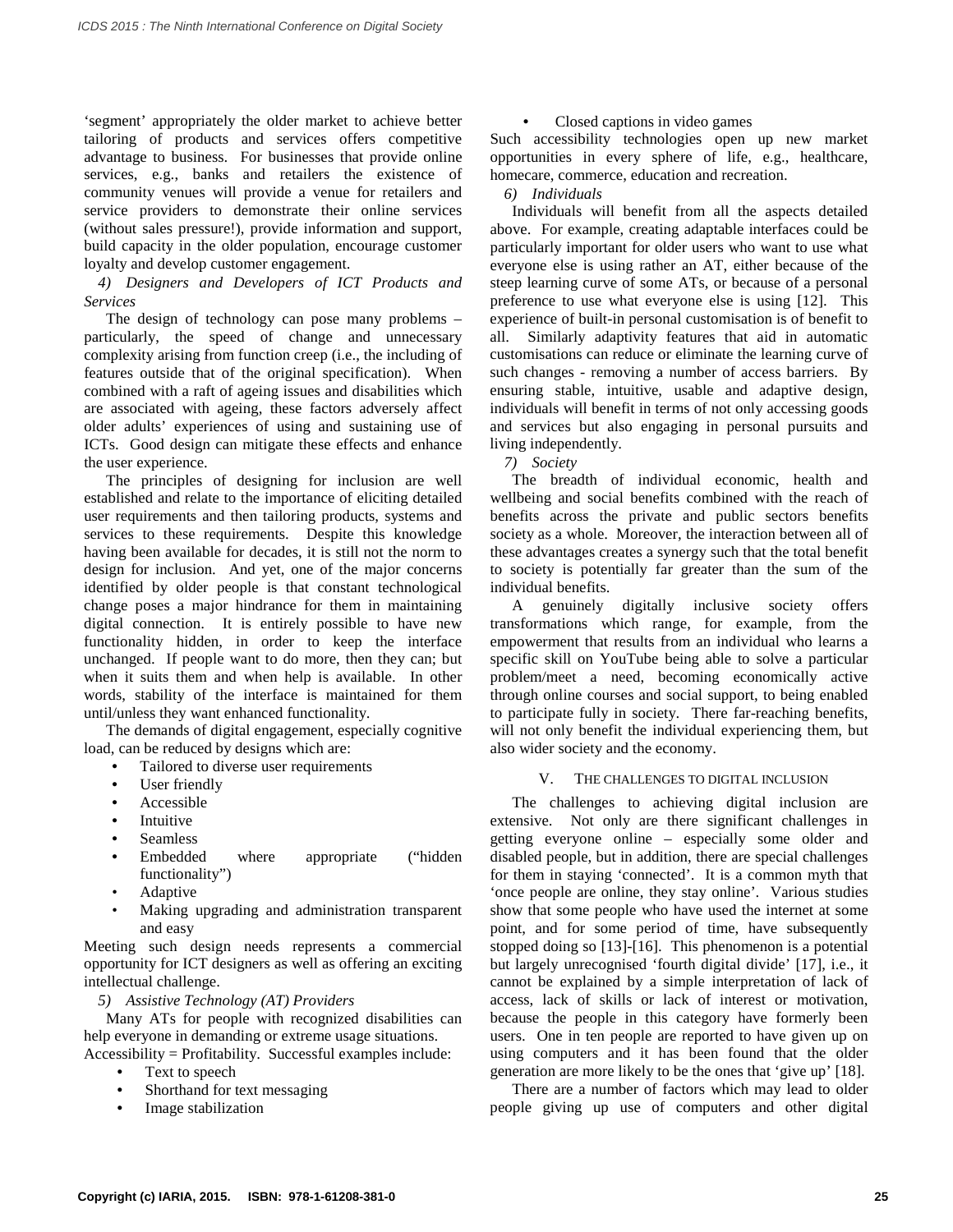'segment' appropriately the older market to achieve better tailoring of products and services offers competitive advantage to business. For businesses that provide online services, e.g., banks and retailers the existence of community venues will provide a venue for retailers and service providers to demonstrate their online services (without sales pressure!), provide information and support, build capacity in the older population, encourage customer loyalty and develop customer engagement.

*4) Designers and Developers of ICT Products and Services*

The design of technology can pose many problems – particularly, the speed of change and unnecessary complexity arising from function creep (i.e., the including of features outside that of the original specification). When combined with a raft of ageing issues and disabilities which are associated with ageing, these factors adversely affect older adults' experiences of using and sustaining use of ICTs. Good design can mitigate these effects and enhance the user experience.

The principles of designing for inclusion are well established and relate to the importance of eliciting detailed user requirements and then tailoring products, systems and services to these requirements. Despite this knowledge having been available for decades, it is still not the norm to design for inclusion. And yet, one of the major concerns identified by older people is that constant technological change poses a major hindrance for them in maintaining digital connection. It is entirely possible to have new functionality hidden, in order to keep the interface unchanged. If people want to do more, then they can; but when it suits them and when help is available. In other words, stability of the interface is maintained for them until/unless they want enhanced functionality.

The demands of digital engagement, especially cognitive load, can be reduced by designs which are:

- Tailored to diverse user requirements
- User friendly
- Accessible
- Intuitive
- Seamless
- Embedded where appropriate ("hidden functionality")
- Adaptive
- Making upgrading and administration transparent and easy

Meeting such design needs represents a commercial opportunity for ICT designers as well as offering an exciting intellectual challenge.

*5) Assistive Technology (AT) Providers*

Many ATs for people with recognized disabilities can help everyone in demanding or extreme usage situations. Accessibility = Profitability. Successful examples include:

- Text to speech
- Shorthand for text messaging
- Image stabilization
- Closed captions in video games

Such accessibility technologies open up new market opportunities in every sphere of life, e.g., healthcare, homecare, commerce, education and recreation.

*6) Individuals*

Individuals will benefit from all the aspects detailed above. For example, creating adaptable interfaces could be particularly important for older users who want to use what everyone else is using rather an AT, either because of the steep learning curve of some ATs, or because of a personal preference to use what everyone else is using [12]. This experience of built-in personal customisation is of benefit to all. Similarly adaptivity features that aid in automatic customisations can reduce or eliminate the learning curve of such changes - removing a number of access barriers. By ensuring stable, intuitive, usable and adaptive design, individuals will benefit in terms of not only accessing goods and services but also engaging in personal pursuits and living independently.

*7) Society*

The breadth of individual economic, health and wellbeing and social benefits combined with the reach of benefits across the private and public sectors benefits society as a whole. Moreover, the interaction between all of these advantages creates a synergy such that the total benefit to society is potentially far greater than the sum of the individual benefits.

A genuinely digitally inclusive society offers transformations which range, for example, from the empowerment that results from an individual who learns a specific skill on YouTube being able to solve a particular problem/meet a need, becoming economically active through online courses and social support, to being enabled to participate fully in society. There far-reaching benefits, will not only benefit the individual experiencing them, but also wider society and the economy.

## V. The Challenges to Digital Inclusion

The challenges to achieving digital inclusion are extensive. Not only are there significant challenges in getting everyone online – especially some older and disabled people, but in addition, there are special challenges for them in staying 'connected'. It is a common myth that 'once people are online, they stay online'. Various studies show that some people who have used the internet at some point, and for some period of time, have subsequently stopped doing so [13]-[16]. This phenomenon is a potential but largely unrecognised 'fourth digital divide' [17], i.e., it cannot be explained by a simple interpretation of lack of access, lack of skills or lack of interest or motivation, because the people in this category have formerly been users. One in ten people are reported to have given up on using computers and it has been found that the older generation are more likely to be the ones that 'give up' [18].

There are a number of factors which may lead to older people giving up use of computers and other digital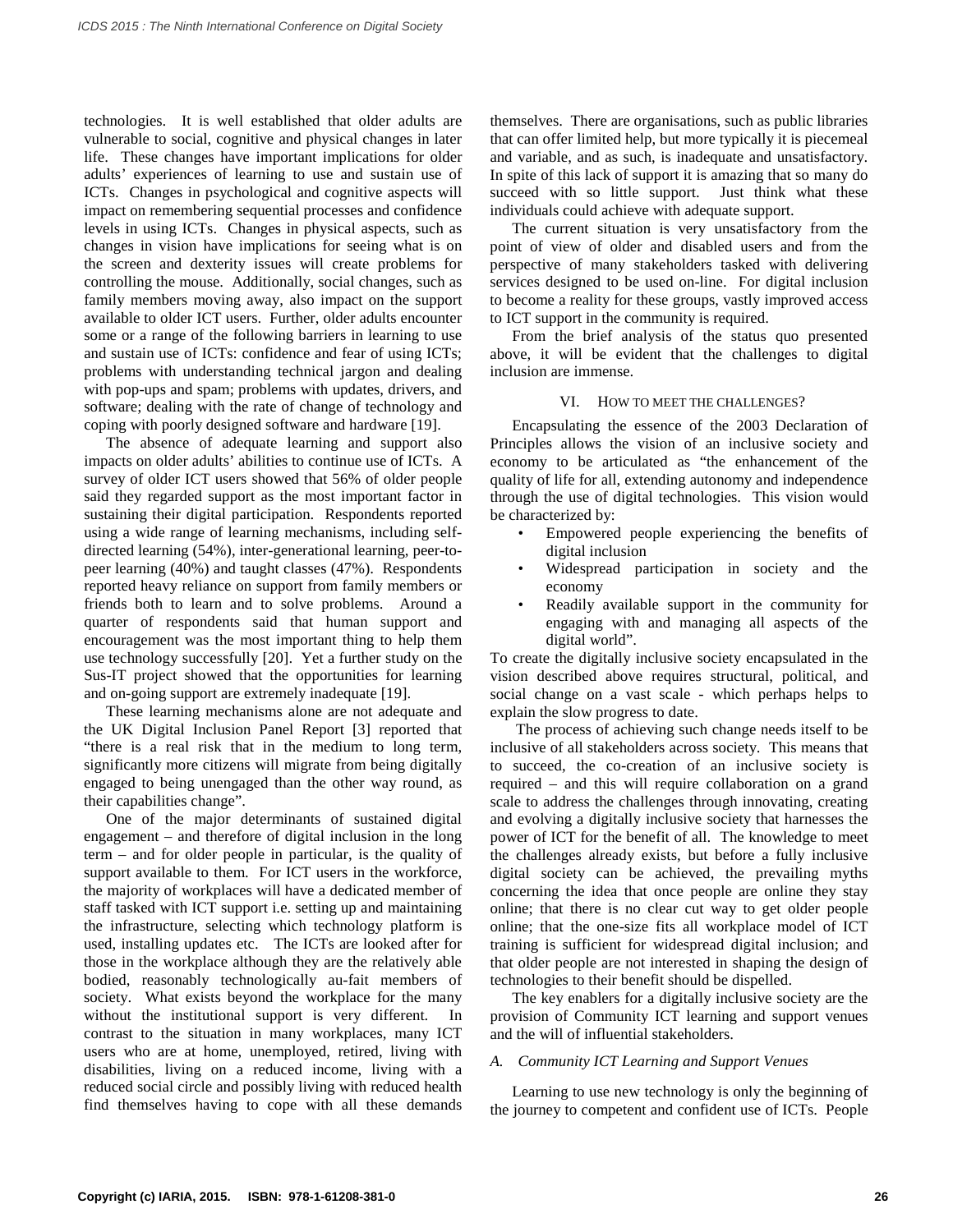technologies. It is well established that older adults are vulnerable to social, cognitive and physical changes in later life. These changes have important implications for older adults' experiences of learning to use and sustain use of ICTs. Changes in psychological and cognitive aspects will impact on remembering sequential processes and confidence levels in using ICTs. Changes in physical aspects, such as changes in vision have implications for seeing what is on the screen and dexterity issues will create problems for controlling the mouse. Additionally, social changes, such as family members moving away, also impact on the support available to older ICT users. Further, older adults encounter some or a range of the following barriers in learning to use and sustain use of ICTs: confidence and fear of using ICTs; problems with understanding technical jargon and dealing with pop-ups and spam; problems with updates, drivers, and software; dealing with the rate of change of technology and coping with poorly designed software and hardware [19].

The absence of adequate learning and support also impacts on older adults' abilities to continue use of ICTs. A survey of older ICT users showed that 56% of older people said they regarded support as the most important factor in sustaining their digital participation. Respondents reported using a wide range of learning mechanisms, including self-directed learning (54%), inter-generational learning, peer-to-peer learning (40%) and taught classes (47%). Respondents reported heavy reliance on support from family members or friends both to learn and to solve problems. Around a quarter of respondents said that human support and encouragement was the most important thing to help them use technology successfully [20]. Yet a further study on the Sus-IT project showed that the opportunities for learning and on-going support are extremely inadequate [19].

These learning mechanisms alone are not adequate and the UK Digital Inclusion Panel Report [3] reported that "there is a real risk that in the medium to long term, significantly more citizens will migrate from being digitally engaged to being unengaged than the other way round, as their capabilities change".

One of the major determinants of sustained digital engagement – and therefore of digital inclusion in the long term – and for older people in particular, is the quality of support available to them. For ICT users in the workforce, the majority of workplaces will have a dedicated member of staff tasked with ICT support i.e. setting up and maintaining the infrastructure, selecting which technology platform is used, installing updates etc. The ICTs are looked after for those in the workplace although they are the relatively able bodied, reasonably technologically au-fait members of society. What exists beyond the workplace for the many without the institutional support is very different. In contrast to the situation in many workplaces, many ICT users who are at home, unemployed, retired, living with disabilities, living on a reduced income, living with a reduced social circle and possibly living with reduced health find themselves having to cope with all these demands themselves. There are organisations, such as public libraries that can offer limited help, but more typically it is piecemeal and variable, and as such, is inadequate and unsatisfactory. In spite of this lack of support it is amazing that so many do succeed with so little support. Just think what these individuals could achieve with adequate support.

The current situation is very unsatisfactory from the point of view of older and disabled users and from the perspective of many stakeholders tasked with delivering services designed to be used on-line. For digital inclusion to become a reality for these groups, vastly improved access to ICT support in the community is required.

From the brief analysis of the status quo presented above, it will be evident that the challenges to digital inclusion are immense.

## VI. How to Meet the Challenges?

Encapsulating the essence of the 2003 Declaration of Principles allows the vision of an inclusive society and economy to be articulated as "the enhancement of the quality of life for all, extending autonomy and independence through the use of digital technologies. This vision would be characterized by:

- Empowered people experiencing the benefits of digital inclusion
- Widespread participation in society and the economy
- Readily available support in the community for engaging with and managing all aspects of the digital world".

To create the digitally inclusive society encapsulated in the vision described above requires structural, political, and social change on a vast scale - which perhaps helps to explain the slow progress to date.

The process of achieving such change needs itself to be inclusive of all stakeholders across society. This means that to succeed, the co-creation of an inclusive society is required – and this will require collaboration on a grand scale to address the challenges through innovating, creating and evolving a digitally inclusive society that harnesses the power of ICT for the benefit of all. The knowledge to meet the challenges already exists, but before a fully inclusive digital society can be achieved, the prevailing myths concerning the idea that once people are online they stay online; that there is no clear cut way to get older people online; that the one-size fits all workplace model of ICT training is sufficient for widespread digital inclusion; and that older people are not interested in shaping the design of technologies to their benefit should be dispelled.

The key enablers for a digitally inclusive society are the provision of Community ICT learning and support venues and the will of influential stakeholders.

### *A. Community ICT Learning and Support Venues*

Learning to use new technology is only the beginning of the journey to competent and confident use of ICTs. People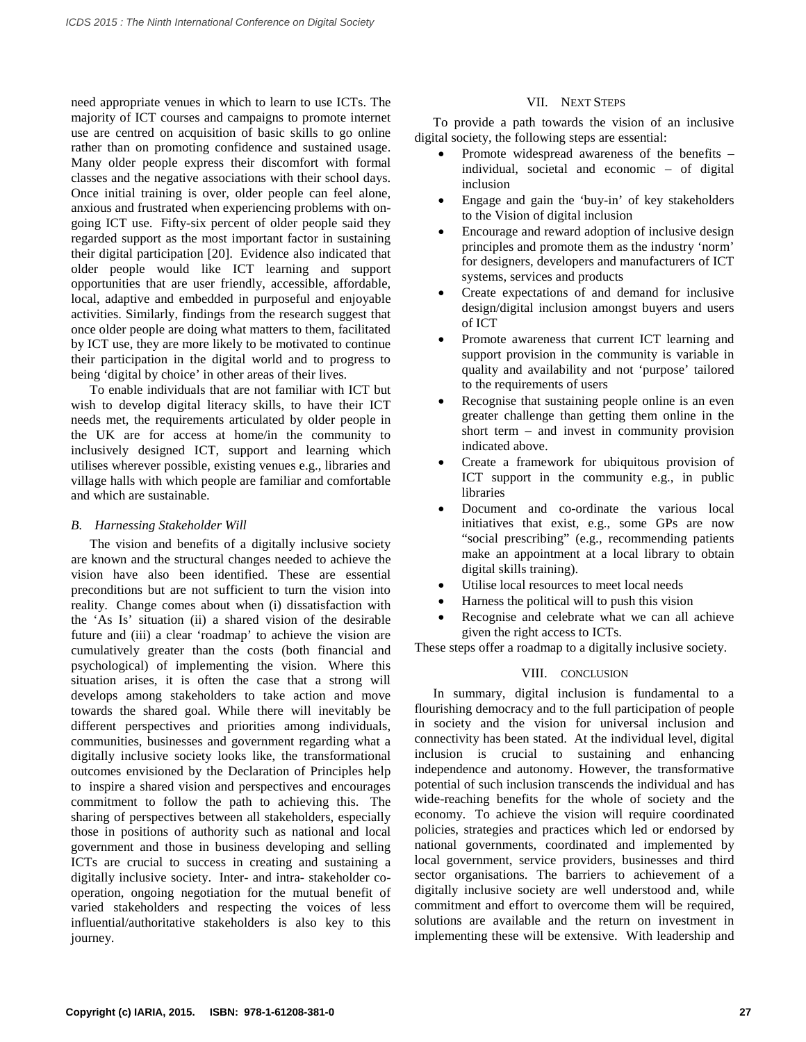need appropriate venues in which to learn to use ICTs. The majority of ICT courses and campaigns to promote internet use are centred on acquisition of basic skills to go online rather than on promoting confidence and sustained usage. Many older people express their discomfort with formal classes and the negative associations with their school days. Once initial training is over, older people can feel alone, anxious and frustrated when experiencing problems with on-going ICT use. Fifty-six percent of older people said they regarded support as the most important factor in sustaining their digital participation [20]. Evidence also indicated that older people would like ICT learning and support opportunities that are user friendly, accessible, affordable, local, adaptive and embedded in purposeful and enjoyable activities. Similarly, findings from the research suggest that once older people are doing what matters to them, facilitated by ICT use, they are more likely to be motivated to continue their participation in the digital world and to progress to being 'digital by choice' in other areas of their lives.

To enable individuals that are not familiar with ICT but wish to develop digital literacy skills, to have their ICT needs met, the requirements articulated by older people in the UK are for access at home/in the community to inclusively designed ICT, support and learning which utilises wherever possible, existing venues e.g., libraries and village halls with which people are familiar and comfortable and which are sustainable.

### *B. Harnessing Stakeholder Will*

The vision and benefits of a digitally inclusive society are known and the structural changes needed to achieve the vision have also been identified. These are essential preconditions but are not sufficient to turn the vision into reality. Change comes about when (i) dissatisfaction with the 'As Is' situation (ii) a shared vision of the desirable future and (iii) a clear 'roadmap' to achieve the vision are cumulatively greater than the costs (both financial and psychological) of implementing the vision. Where this situation arises, it is often the case that a strong will develops among stakeholders to take action and move towards the shared goal. While there will inevitably be different perspectives and priorities among individuals, communities, businesses and government regarding what a digitally inclusive society looks like, the transformational outcomes envisioned by the Declaration of Principles help to inspire a shared vision and perspectives and encourages commitment to follow the path to achieving this. The sharing of perspectives between all stakeholders, especially those in positions of authority such as national and local government and those in business developing and selling ICTs are crucial to success in creating and sustaining a digitally inclusive society. Inter- and intra- stakeholder co-operation, ongoing negotiation for the mutual benefit of varied stakeholders and respecting the voices of less influential/authoritative stakeholders is also key to this journey.

## VII. Next Steps

To provide a path towards the vision of an inclusive digital society, the following steps are essential:

- Promote widespread awareness of the benefits – individual, societal and economic – of digital inclusion
- Engage and gain the 'buy-in' of key stakeholders to the Vision of digital inclusion
- Encourage and reward adoption of inclusive design principles and promote them as the industry 'norm' for designers, developers and manufacturers of ICT systems, services and products
- Create expectations of and demand for inclusive design/digital inclusion amongst buyers and users of ICT
- Promote awareness that current ICT learning and support provision in the community is variable in quality and availability and not 'purpose' tailored to the requirements of users
- Recognise that sustaining people online is an even greater challenge than getting them online in the short term – and invest in community provision indicated above.
- Create a framework for ubiquitous provision of ICT support in the community e.g., in public libraries
- Document and co-ordinate the various local initiatives that exist, e.g., some GPs are now "social prescribing" (e.g., recommending patients make an appointment at a local library to obtain digital skills training).
- Utilise local resources to meet local needs
- Harness the political will to push this vision
- Recognise and celebrate what we can all achieve given the right access to ICTs.

These steps offer a roadmap to a digitally inclusive society.

## VIII. Conclusion

In summary, digital inclusion is fundamental to a flourishing democracy and to the full participation of people in society and the vision for universal inclusion and connectivity has been stated. At the individual level, digital inclusion is crucial to sustaining and enhancing independence and autonomy. However, the transformative potential of such inclusion transcends the individual and has wide-reaching benefits for the whole of society and the economy. To achieve the vision will require coordinated policies, strategies and practices which led or endorsed by national governments, coordinated and implemented by local government, service providers, businesses and third sector organisations. The barriers to achievement of a digitally inclusive society are well understood and, while commitment and effort to overcome them will be required, solutions are available and the return on investment in implementing these will be extensive. With leadership and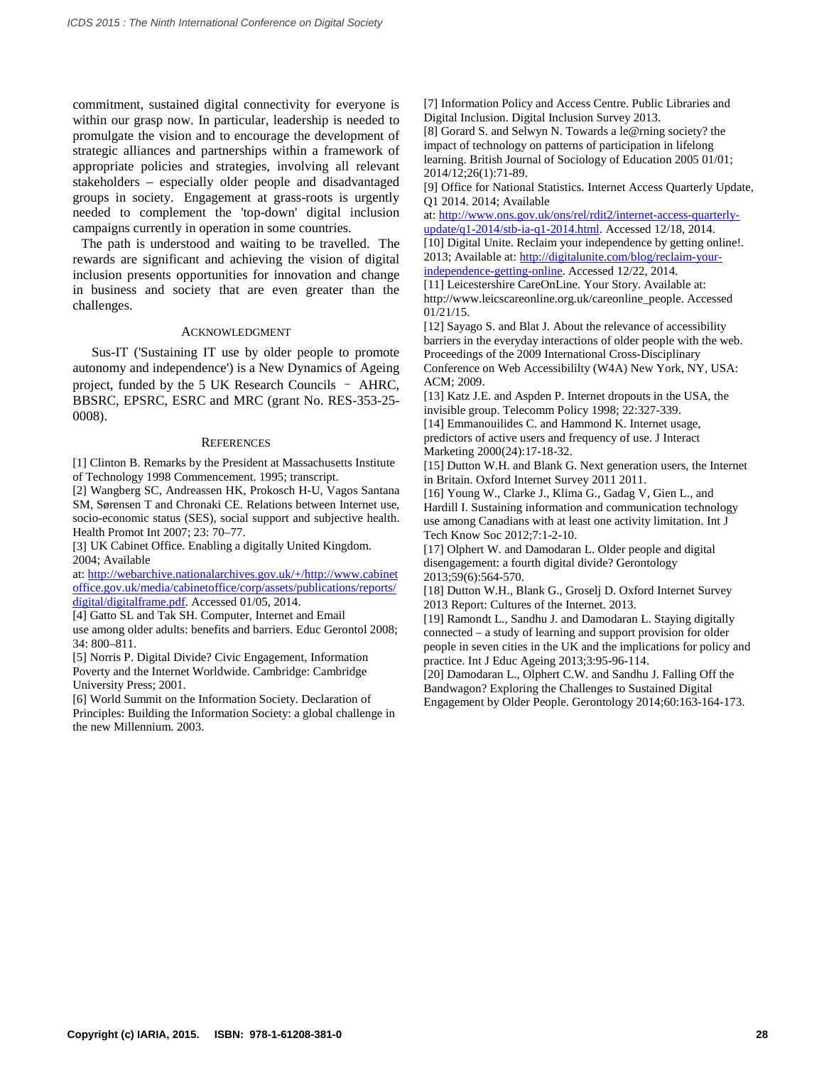commitment, sustained digital connectivity for everyone is within our grasp now. In particular, leadership is needed to promulgate the vision and to encourage the development of strategic alliances and partnerships within a framework of appropriate policies and strategies, involving all relevant stakeholders – especially older people and disadvantaged groups in society. Engagement at grass-roots is urgently needed to complement the 'top-down' digital inclusion campaigns currently in operation in some countries.

The path is understood and waiting to be travelled. The rewards are significant and achieving the vision of digital inclusion presents opportunities for innovation and change in business and society that are even greater than the challenges.

## ACKNOWLEDGMENT

Sus-IT ('Sustaining IT use by older people to promote autonomy and independence') is a New Dynamics of Ageing project, funded by the 5 UK Research Councils – AHRC, BBSRC, EPSRC, ESRC and MRC (grant No. RES-353-25-0008).

## REFERENCES

[1] Clinton B. Remarks by the President at Massachusetts Institute of Technology 1998 Commencement. 1995; transcript.

[2] Wangberg SC, Andreassen HK, Prokosch H-U, Vagos Santana SM, Sørensen T and Chronaki CE. Relations between Internet use, socio-economic status (SES), social support and subjective health. Health Promot Int 2007; 23: 70–77.

[3] UK Cabinet Office. Enabling a digitally United Kingdom. 2004; Available at: http://webarchive.nationalarchives.gov.uk/+/http://www.cabinetoffice.gov.uk/media/cabinetoffice/corp/assets/publications/reports/digital/digitalframe.pdf. Accessed 01/05, 2014.

[4] Gatto SL and Tak SH. Computer, Internet and Email use among older adults: benefits and barriers. Educ Gerontol 2008; 34: 800–811.

[5] Norris P. Digital Divide? Civic Engagement, Information Poverty and the Internet Worldwide. Cambridge: Cambridge University Press; 2001.

[6] World Summit on the Information Society. Declaration of Principles: Building the Information Society: a global challenge in the new Millennium. 2003.

[7] Information Policy and Access Centre. Public Libraries and Digital Inclusion. Digital Inclusion Survey 2013.

[8] Gorard S. and Selwyn N. Towards a le@rning society? the impact of technology on patterns of participation in lifelong learning. British Journal of Sociology of Education 2005 01/01; 2014/12;26(1):71-89.

[9] Office for National Statistics. Internet Access Quarterly Update, Q1 2014. 2014; Available at: http://www.ons.gov.uk/ons/rel/rdit2/internet-access-quarterly-update/q1-2014/stb-ia-q1-2014.html. Accessed 12/18, 2014.

[10] Digital Unite. Reclaim your independence by getting online!. 2013; Available at: http://digitalunite.com/blog/reclaim-your-independence-getting-online. Accessed 12/22, 2014.

[11] Leicestershire CareOnLine. Your Story. Available at: http://www.leicscareonline.org.uk/careonline_people. Accessed 01/21/15.

[12] Sayago S. and Blat J. About the relevance of accessibility barriers in the everyday interactions of older people with the web. Proceedings of the 2009 International Cross-Disciplinary Conference on Web Accessibililty (W4A) New York, NY, USA: ACM; 2009.

[13] Katz J.E. and Aspden P. Internet dropouts in the USA, the invisible group. Telecomm Policy 1998; 22:327-339.

[14] Emmanouilides C. and Hammond K. Internet usage, predictors of active users and frequency of use. J Interact Marketing 2000(24):17-18-32.

[15] Dutton W.H. and Blank G. Next generation users, the Internet in Britain. Oxford Internet Survey 2011 2011.

[16] Young W., Clarke J., Klima G., Gadag V, Gien L., and Hardill I. Sustaining information and communication technology use among Canadians with at least one activity limitation. Int J Tech Know Soc 2012;7:1-2-10.

[17] Olphert W. and Damodaran L. Older people and digital disengagement: a fourth digital divide? Gerontology 2013;59(6):564-570.

[18] Dutton W.H., Blank G., Groselj D. Oxford Internet Survey 2013 Report: Cultures of the Internet. 2013.

[19] Ramondt L., Sandhu J. and Damodaran L. Staying digitally connected – a study of learning and support provision for older people in seven cities in the UK and the implications for policy and practice. Int J Educ Ageing 2013;3:95-96-114.

[20] Damodaran L., Olphert C.W. and Sandhu J. Falling Off the Bandwagon? Exploring the Challenges to Sustained Digital Engagement by Older People. Gerontology 2014;60:163-164-173.